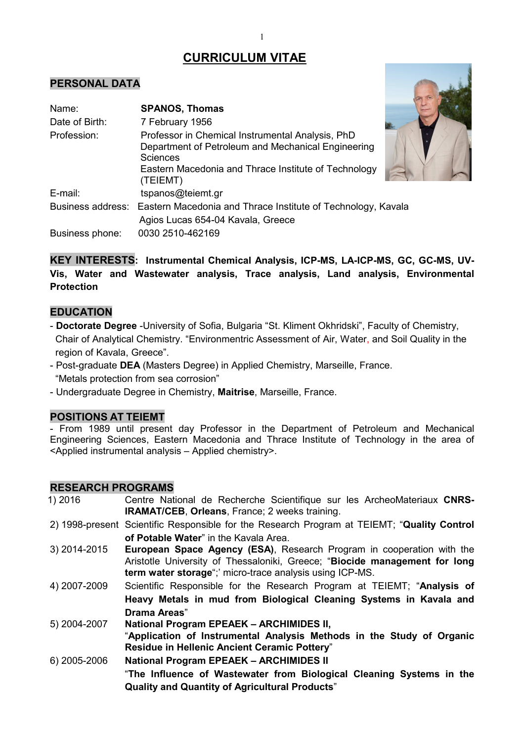# CURRICULUM VITAE

## PERSONAL DATA

| | |
|---|---|
| Name: | **SPANOS, Thomas** |
| Date of Birth: | 7 February 1956 |
| Profession: | Professor in Chemical Instrumental Analysis, PhD<br>Department of Petroleum and Mechanical Engineering Sciences<br>Eastern Macedonia and Thrace Institute of Technology (TEIEMT) |
| E-mail: | tspanos@teiemt.gr |
| Business address: | Eastern Macedonia and Thrace Institute of Technology, Kavala<br>Agios Lucas 654-04 Kavala, Greece |
| Business phone: | 0030 2510-462169 |

**KEY INTERESTS: Instrumental Chemical Analysis, ICP-MS, LA-ICP-MS, GC, GC-MS, UV-Vis, Water and Wastewater analysis, Trace analysis, Land analysis, Environmental Protection**

## EDUCATION

- **Doctorate Degree** -University of Sofia, Bulgaria "St. Kliment Okhridski", Faculty of Chemistry, Chair of Analytical Chemistry. "Environmentric Assessment of Air, Water, and Soil Quality in the region of Kavala, Greece".
- Post-graduate **DEA** (Masters Degree) in Applied Chemistry, Marseille, France. "Metals protection from sea corrosion"
- Undergraduate Degree in Chemistry, **Maitrise**, Marseille, France.

## POSITIONS AT TEIEMT

- From 1989 until present day Professor in the Department of Petroleum and Mechanical Engineering Sciences, Eastern Macedonia and Thrace Institute of Technology in the area of <Applied instrumental analysis – Applied chemistry>.

## RESEARCH PROGRAMS

| | |
|---|---|
| 1) 2016 | Centre National de Recherche Scientifique sur les ArcheoMateriaux **CNRS-IRAMAT/CEB**, **Orleans**, France; 2 weeks training. |
| 2) 1998-present | Scientific Responsible for the Research Program at TEIEMT; "**Quality Control of Potable Water**" in the Kavala Area. |
| 3) 2014-2015 | **European Space Agency (ESA)**, Research Program in cooperation with the Aristotle University of Thessaloniki, Greece; "**Biocide management for long term water storage**";' micro-trace analysis using ICP-MS. |
| 4) 2007-2009 | Scientific Responsible for the Research Program at TEIEMT; "**Analysis of Heavy Metals in mud from Biological Cleaning Systems in Kavala and Drama Areas**" |
| 5) 2004-2007 | **National Program EPEAEK – ARCHIMIDES II,**<br>"**Application of Instrumental Analysis Methods in the Study of Organic Residue in Hellenic Ancient Ceramic Pottery**" |
| 6) 2005-2006 | **National Program EPEAEK – ARCHIMIDES II**<br>"**The Influence of Wastewater from Biological Cleaning Systems in the Quality and Quantity of Agricultural Products**" |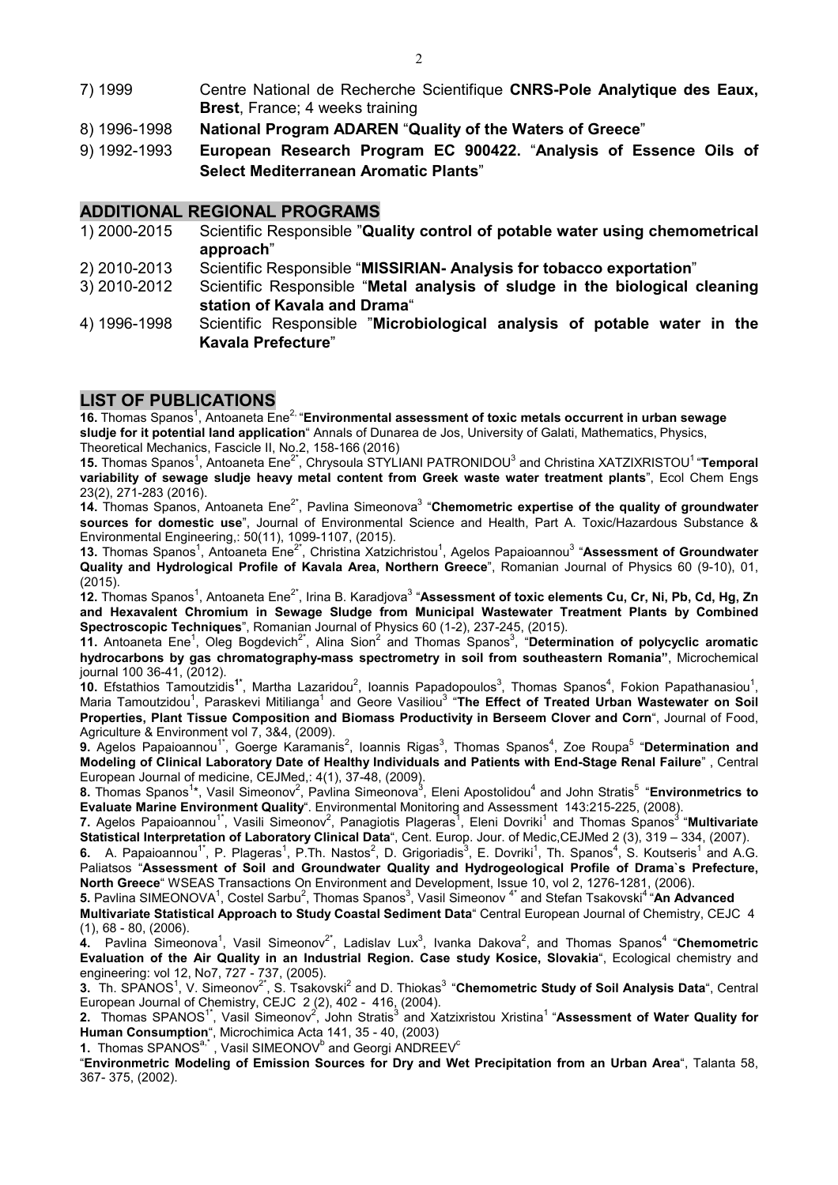7) 1999 Centre National de Recherche Scientifique **CNRS-Pole Analytique des Eaux, Brest**, France; 4 weeks training

8) 1996-1998 **National Program ADAREN** "**Quality of the Waters of Greece**"

9) 1992-1993 **European Research Program EC 900422.** "**Analysis of Essence Oils of Select Mediterranean Aromatic Plants**"

## ADDITIONAL REGIONAL PROGRAMS

1) 2000-2015 Scientific Responsible "**Quality control of potable water using chemometrical approach**"

2) 2010-2013 Scientific Responsible "**MISSIRIAN- Analysis for tobacco exportation**"

3) 2010-2012 Scientific Responsible "**Metal analysis of sludge in the biological cleaning station of Kavala and Drama**"

4) 1996-1998 Scientific Responsible "**Microbiological analysis of potable water in the Kavala Prefecture**"

## LIST OF PUBLICATIONS

**16.** Thomas Spanos[1], Antoaneta Ene[2,] "**Environmental assessment of toxic metals occurrent in urban sewage sludje for it potential land application**" Annals of Dunarea de Jos, University of Galati, Mathematics, Physics, Theoretical Mechanics, Fascicle II, No.2, 158-166 (2016)

**15.** Thomas Spanos[1], Antoaneta Ene[2*], Chrysoula STYLIANI PATRONIDOU[3] and Christina XATZIXRISTOU[1] "**Temporal variability of sewage sludje heavy metal content from Greek waste water treatment plants**", Ecol Chem Engs 23(2), 271-283 (2016).

**14.** Thomas Spanos, Antoaneta Ene[2*], Pavlina Simeonova[3] "**Chemometric expertise of the quality of groundwater sources for domestic use**", Journal of Environmental Science and Health, Part A. Toxic/Hazardous Substance & Environmental Engineering,: 50(11), 1099-1107, (2015).

**13.** Thomas Spanos[1], Antoaneta Ene[2*], Christina Xatzichristou[1], Agelos Papaioannou[3] "**Assessment of Groundwater Quality and Hydrological Profile of Kavala Area, Northern Greece**", Romanian Journal of Physics 60 (9-10), 01, (2015).

**12.** Thomas Spanos[1], Antoaneta Ene[2*], Irina B. Karadjova[3] "**Assessment of toxic elements Cu, Cr, Ni, Pb, Cd, Hg, Zn and Hexavalent Chromium in Sewage Sludge from Municipal Wastewater Treatment Plants by Combined Spectroscopic Techniques**", Romanian Journal of Physics 60 (1-2), 237-245, (2015).

**11.** Antoaneta Ene[1], Oleg Bogdevich[2*], Alina Sion[2] and Thomas Spanos[3], "**Determination of polycyclic aromatic hydrocarbons by gas chromatography-mass spectrometry in soil from southeastern Romania**", Microchemical journal 100 36-41, (2012).

**10.** Efstathios Tamoutzidis[1*], Martha Lazaridou[2], Ioannis Papadopoulos[3], Thomas Spanos[4], Fokion Papathanasiou[1], Maria Tamoutzidou[1], Paraskevi Mitilianga[1] and Geore Vasiliou[3] "**The Effect of Treated Urban Wastewater on Soil Properties, Plant Tissue Composition and Biomass Productivity in Berseem Clover and Corn**", Journal of Food, Agriculture & Environment vol 7, 3&4, (2009).

**9.** Agelos Papaioannou[1*], Goerge Karamanis[2], Ioannis Rigas[3], Thomas Spanos[4], Zoe Roupa[5] "**Determination and Modeling of Clinical Laboratory Date of Healthy Individuals and Patients with End-Stage Renal Failure**" , Central European Journal of medicine, CEJMed,: 4(1), 37-48, (2009).

**8.** Thomas Spanos[1*], Vasil Simeonov[2], Pavlina Simeonova[3], Eleni Apostolidou[4] and John Stratis[5] "**Environmetrics to Evaluate Marine Environment Quality**". Environmental Monitoring and Assessment 143:215-225, (2008).

**7.** Agelos Papaioannou[1*], Vasili Simeonov[2], Panagiotis Plageras[1], Eleni Dovriki[1] and Thomas Spanos[3] "**Multivariate Statistical Interpretation of Laboratory Clinical Data**", Cent. Europ. Jour. of Medic,CEJMed 2 (3), 319 – 334, (2007).

**6.** A. Papaioannou[1*], P. Plageras[1], P.Th. Nastos[2], D. Grigoriadis[3], E. Dovriki[1], Th. Spanos[4], S. Koutseris[1] and A.G. Paliatsos "**Assessment of Soil and Groundwater Quality and Hydrogeological Profile of Drama`s Prefecture, North Greece**" WSEAS Transactions On Environment and Development, Issue 10, vol 2, 1276-1281, (2006).

**5.** Pavlina SIMEONOVA[1], Costel Sarbu[2], Thomas Spanos[3], Vasil Simeonov [4*] and Stefan Tsakovski[4] "**An Advanced Multivariate Statistical Approach to Study Coastal Sediment Data**" Central European Journal of Chemistry, CEJC 4 (1), 68 - 80, (2006).

**4.** Pavlina Simeonova[1], Vasil Simeonov[2*], Ladislav Lux[3], Ivanka Dakova[2], and Thomas Spanos[4] "**Chemometric Evaluation of the Air Quality in an Industrial Region. Case study Kosice, Slovakia**", Ecological chemistry and engineering: vol 12, No7, 727 - 737, (2005).

**3.** Th. SPANOS[1], V. Simeonov[2*], S. Tsakovski[2] and D. Thiokas[3] "**Chemometric Study of Soil Analysis Data**", Central European Journal of Chemistry, CEJC 2 (2), 402 - 416, (2004).

**2.** Thomas SPANOS[1*], Vasil Simeonov[2], John Stratis[3] and Xatzixristou Xristina[1] "**Assessment of Water Quality for Human Consumption**", Microchimica Acta 141, 35 - 40, (2003)

**1.** Thomas SPANOS[a,*] , Vasil SIMEONOV[b] and Georgi ANDREEV[c]
"**Environmetric Modeling of Emission Sources for Dry and Wet Precipitation from an Urban Area**", Talanta 58, 367- 375, (2002).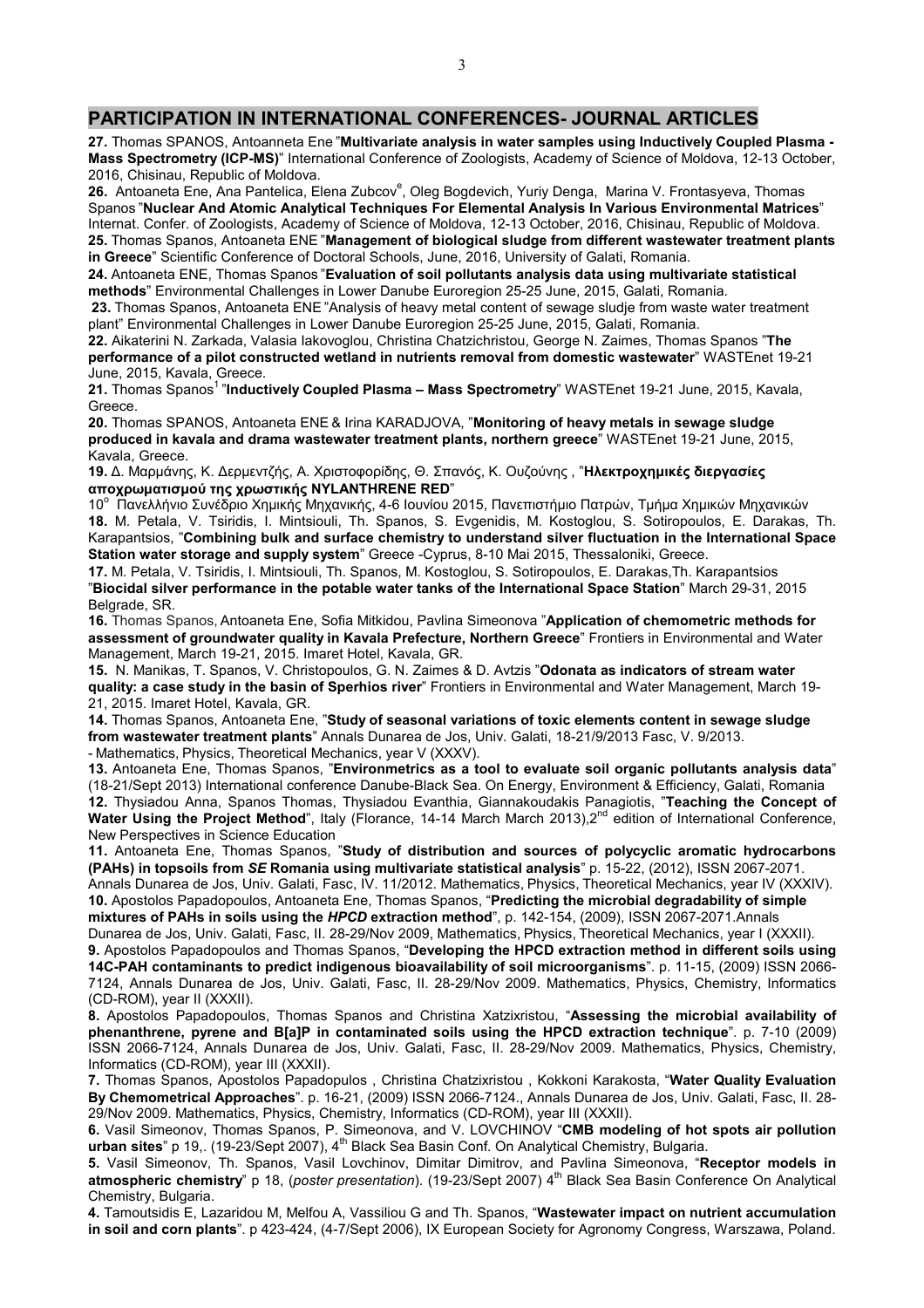## PARTICIPATION IN INTERNATIONAL CONFERENCES- JOURNAL ARTICLES

**27.** Thomas SPANOS, Antoanneta Ene "**Multivariate analysis in water samples using Inductively Coupled Plasma - Mass Spectrometry (ICP-MS)**" International Conference of Zoologists, Academy of Science of Moldova, 12-13 October, 2016, Chisinau, Republic of Moldova.

**26.** Antoaneta Ene, Ana Pantelica, Elena Zubcov[e], Oleg Bogdevich, Yuriy Denga, Marina V. Frontasyeva, Thomas Spanos "**Nuclear And Atomic Analytical Techniques For Elemental Analysis In Various Environmental Matrices**" Internat. Confer. of Zoologists, Academy of Science of Moldova, 12-13 October, 2016, Chisinau, Republic of Moldova.

**25.** Thomas Spanos, Antoaneta ENE "**Management of biological sludge from different wastewater treatment plants in Greece**" Scientific Conference of Doctoral Schools, June, 2016, University of Galati, Romania.

**24.** Antoaneta ENE, Thomas Spanos "**Evaluation of soil pollutants analysis data using multivariate statistical methods**" Environmental Challenges in Lower Danube Euroregion 25-25 June, 2015, Galati, Romania.

**23.** Thomas Spanos, Antoaneta ENE "Analysis of heavy metal content of sewage sludje from waste water treatment plant" Environmental Challenges in Lower Danube Euroregion 25-25 June, 2015, Galati, Romania.

**22.** Aikaterini N. Zarkada, Valasia Iakovoglou, Christina Chatzichristou, George N. Zaimes, Thomas Spanos "**The performance of a pilot constructed wetland in nutrients removal from domestic wastewater**" WASTEnet 19-21 June, 2015, Kavala, Greece.

**21.** Thomas Spanos[1] "**Inductively Coupled Plasma – Mass Spectrometry**" WASTEnet 19-21 June, 2015, Kavala, Greece.

**20.** Thomas SPANOS, Antoaneta ENE & Irina KARADJOVA, "**Monitoring of heavy metals in sewage sludge produced in kavala and drama wastewater treatment plants, northern greece**" WASTEnet 19-21 June, 2015, Kavala, Greece.

**19.** Δ. Μαρμάνης, Κ. Δερμεντζής, Α. Χριστοφορίδης, Θ. Σπανός, Κ. Ουζούνης , "**Ηλεκτροχημικές διεργασίες αποχρωματισμού της χρωστικής NYLANTHRENE RED**"
10° Πανελλήνιο Συνέδριο Χημικής Μηχανικής, 4-6 Ιουνίου 2015, Πανεπιστήμιο Πατρών, Τμήμα Χημικών Μηχανικών

**18.** M. Petala, V. Tsiridis, I. Mintsiouli, Th. Spanos, S. Evgenidis, M. Kostoglou, S. Sotiropoulos, E. Darakas, Th. Karapantsios, "**Combining bulk and surface chemistry to understand silver fluctuation in the International Space Station water storage and supply system**" Greece -Cyprus, 8-10 Mai 2015, Thessaloniki, Greece.

**17.** M. Petala, V. Tsiridis, I. Mintsiouli, Th. Spanos, M. Kostoglou, S. Sotiropoulos, E. Darakas,Th. Karapantsios "**Biocidal silver performance in the potable water tanks of the International Space Station**" March 29-31, 2015 Belgrade, SR.

**16.** Thomas Spanos, Antoaneta Ene, Sofia Mitkidou, Pavlina Simeonova "**Application of chemometric methods for assessment of groundwater quality in Kavala Prefecture, Northern Greece**" Frontiers in Environmental and Water Management, March 19-21, 2015. Imaret Hotel, Kavala, GR.

**15.** N. Manikas, T. Spanos, V. Christopoulos, G. N. Zaimes & D. Avtzis "**Odonata as indicators of stream water quality: a case study in the basin of Sperhios river**" Frontiers in Environmental and Water Management, March 19-21, 2015. Imaret Hotel, Kavala, GR.

**14.** Thomas Spanos, Antoaneta Ene, "**Study of seasonal variations of toxic elements content in sewage sludge from wastewater treatment plants**" Annals Dunarea de Jos, Univ. Galati, 18-21/9/2013 Fasc, V. 9/2013.
- Mathematics, Physics, Theoretical Mechanics, year V (XXXV).

**13.** Antoaneta Ene, Thomas Spanos, "**Environmetrics as a tool to evaluate soil organic pollutants analysis data**" (18-21/Sept 2013) International conference Danube-Black Sea. On Energy, Environment & Efficiency, Galati, Romania

**12.** Thysiadou Anna, Spanos Thomas, Thysiadou Evanthia, Giannakoudakis Panagiotis, "**Teaching the Concept of Water Using the Project Method**", Italy (Florance, 14-14 March March 2013),2[nd] edition of International Conference, New Perspectives in Science Education

**11.** Antoaneta Ene, Thomas Spanos, "**Study of distribution and sources of polycyclic aromatic hydrocarbons (PAHs) in topsoils from *SE* Romania using multivariate statistical analysis**" p. 15-22, (2012), ISSN 2067-2071. Annals Dunarea de Jos, Univ. Galati, Fasc, IV. 11/2012. Mathematics, Physics, Theoretical Mechanics, year IV (XXXIV).

**10.** Apostolos Papadopoulos, Antoaneta Ene, Thomas Spanos, "**Predicting the microbial degradability of simple mixtures of PAHs in soils using the *HPCD* extraction method**", p. 142-154, (2009), ISSN 2067-2071.Annals Dunarea de Jos, Univ. Galati, Fasc, II. 28-29/Nov 2009, Mathematics, Physics, Theoretical Mechanics, year I (XXXII).

**9.** Apostolos Papadopoulos and Thomas Spanos, "**Developing the HPCD extraction method in different soils using 14C-PAH contaminants to predict indigenous bioavailability of soil microorganisms**". p. 11-15, (2009) ISSN 2066-7124, Annals Dunarea de Jos, Univ. Galati, Fasc, II. 28-29/Nov 2009. Mathematics, Physics, Chemistry, Informatics (CD-ROM), year II (XXXII).

**8.** Apostolos Papadopoulos, Thomas Spanos and Christina Xatzixristou, "**Assessing the microbial availability of phenanthrene, pyrene and B[a]P in contaminated soils using the HPCD extraction technique**". p. 7-10 (2009) ISSN 2066-7124, Annals Dunarea de Jos, Univ. Galati, Fasc, II. 28-29/Nov 2009. Mathematics, Physics, Chemistry, Informatics (CD-ROM), year III (XXXII).

**7.** Thomas Spanos, Apostolos Papadopulos , Christina Chatzixristou , Kokkoni Karakosta, "**Water Quality Evaluation By Chemometrical Approaches**". p. 16-21, (2009) ISSN 2066-7124., Annals Dunarea de Jos, Univ. Galati, Fasc, II. 28-29/Nov 2009. Mathematics, Physics, Chemistry, Informatics (CD-ROM), year III (XXXII).

**6.** Vasil Simeonov, Thomas Spanos, P. Simeonova, and V. LOVCHINOV "**CMB modeling of hot spots air pollution urban sites**" p 19,. (19-23/Sept 2007), 4[th] Black Sea Basin Conf. On Analytical Chemistry, Bulgaria.

**5.** Vasil Simeonov, Th. Spanos, Vasil Lovchinov, Dimitar Dimitrov, and Pavlina Simeonova, "**Receptor models in atmospheric chemistry**" p 18, (*poster presentation*). (19-23/Sept 2007) 4[th] Black Sea Basin Conference On Analytical Chemistry, Bulgaria.

**4.** Tamoutsidis E, Lazaridou M, Melfou A, Vassiliou G and Th. Spanos, "**Wastewater impact on nutrient accumulation in soil and corn plants**". p 423-424, (4-7/Sept 2006), IX European Society for Agronomy Congress, Warszawa, Poland.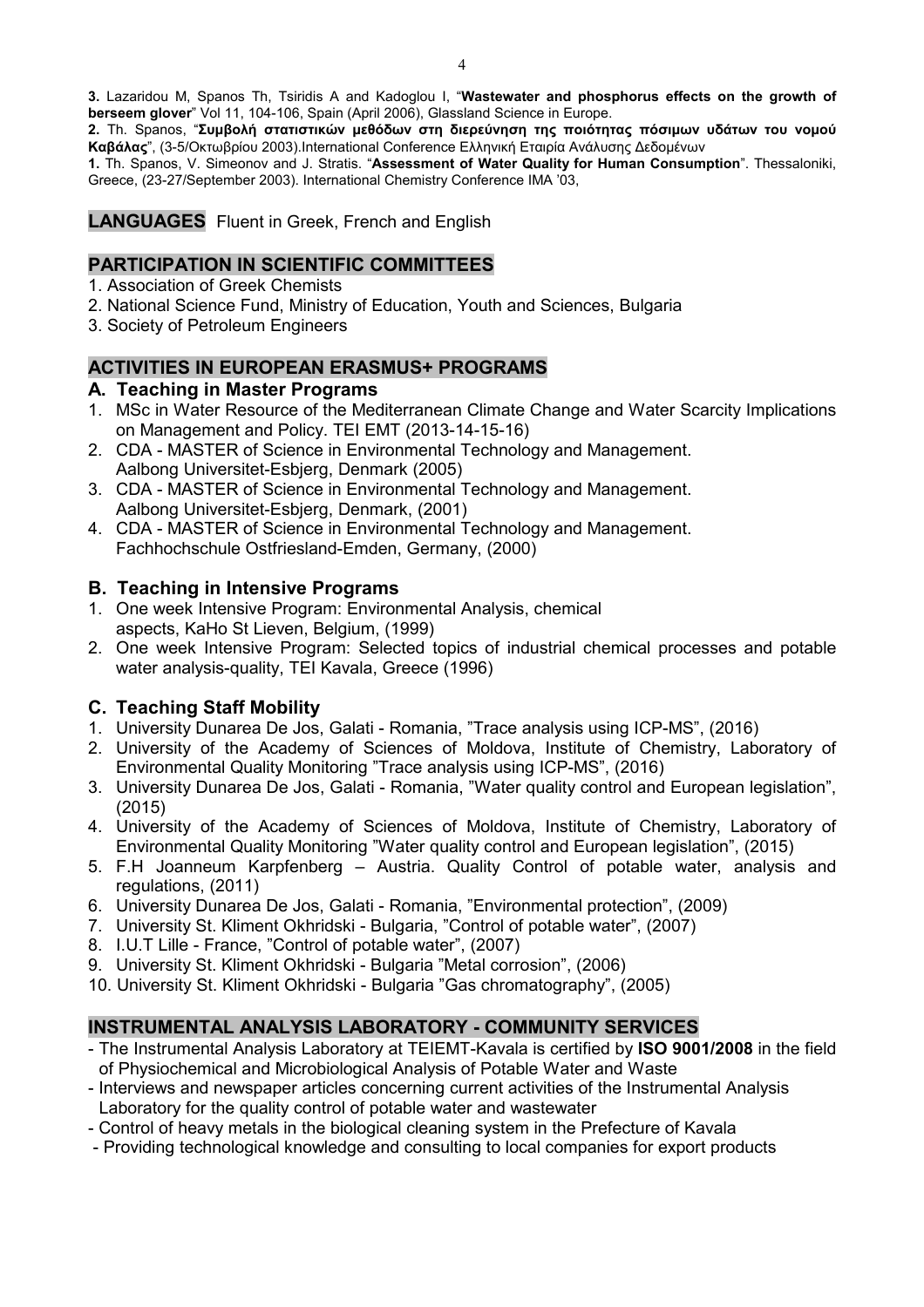**3.** Lazaridou M, Spanos Th, Tsiridis A and Kadoglou I, "**Wastewater and phosphorus effects on the growth of berseem glover**" Vol 11, 104-106, Spain (April 2006), Glassland Science in Europe.

**2.** Th. Spanos, "**Συμβολή στατιστικών μεθόδων στη διερεύνηση της ποιότητας πόσιμων υδάτων του νομού Καβάλας**", (3-5/Οκτωβρίου 2003).International Conference Ελληνική Εταιρία Ανάλυσης Δεδομένων

**1.** Th. Spanos, V. Simeonov and J. Stratis. "**Assessment of Water Quality for Human Consumption**". Thessaloniki, Greece, (23-27/September 2003). International Chemistry Conference IMA '03,

## LANGUAGES

Fluent in Greek, French and English

## PARTICIPATION IN SCIENTIFIC COMMITTEES

1. Association of Greek Chemists
2. National Science Fund, Ministry of Education, Youth and Sciences, Bulgaria
3. Society of Petroleum Engineers

## ACTIVITIES IN EUROPEAN ERASMUS+ PROGRAMS

### A. Teaching in Master Programs

1. MSc in Water Resource of the Mediterranean Climate Change and Water Scarcity Implications on Management and Policy. TEI EMT (2013-14-15-16)
2. CDA - MASTER of Science in Environmental Technology and Management. Aalbong Universitet-Esbjerg, Denmark (2005)
3. CDA - MASTER of Science in Environmental Technology and Management. Aalbong Universitet-Esbjerg, Denmark, (2001)
4. CDA - MASTER of Science in Environmental Technology and Management. Fachhochschule Ostfriesland-Emden, Germany, (2000)

### B. Teaching in Intensive Programs

1. One week Intensive Program: Environmental Analysis, chemical aspects, KaHo St Lieven, Belgium, (1999)
2. One week Intensive Program: Selected topics of industrial chemical processes and potable water analysis-quality, TEI Kavala, Greece (1996)

### C. Teaching Staff Mobility

1. University Dunarea De Jos, Galati - Romania, "Trace analysis using ICP-MS", (2016)
2. University of the Academy of Sciences of Moldova, Institute of Chemistry, Laboratory of Environmental Quality Monitoring "Trace analysis using ICP-MS", (2016)
3. University Dunarea De Jos, Galati - Romania, "Water quality control and European legislation", (2015)
4. University of the Academy of Sciences of Moldova, Institute of Chemistry, Laboratory of Environmental Quality Monitoring "Water quality control and European legislation", (2015)
5. F.H Joanneum Karpfenberg – Austria. Quality Control of potable water, analysis and regulations, (2011)
6. University Dunarea De Jos, Galati - Romania, "Environmental protection", (2009)
7. University St. Kliment Okhridski - Bulgaria, "Control of potable water", (2007)
8. I.U.T Lille - France, "Control of potable water", (2007)
9. University St. Kliment Okhridski - Bulgaria "Metal corrosion", (2006)
10. University St. Kliment Okhridski - Bulgaria "Gas chromatography", (2005)

## INSTRUMENTAL ANALYSIS LABORATORY - COMMUNITY SERVICES

- The Instrumental Analysis Laboratory at TEIEMT-Kavala is certified by **ISO 9001/2008** in the field of Physiochemical and Microbiological Analysis of Potable Water and Waste
- Interviews and newspaper articles concerning current activities of the Instrumental Analysis Laboratory for the quality control of potable water and wastewater
- Control of heavy metals in the biological cleaning system in the Prefecture of Kavala
- Providing technological knowledge and consulting to local companies for export products